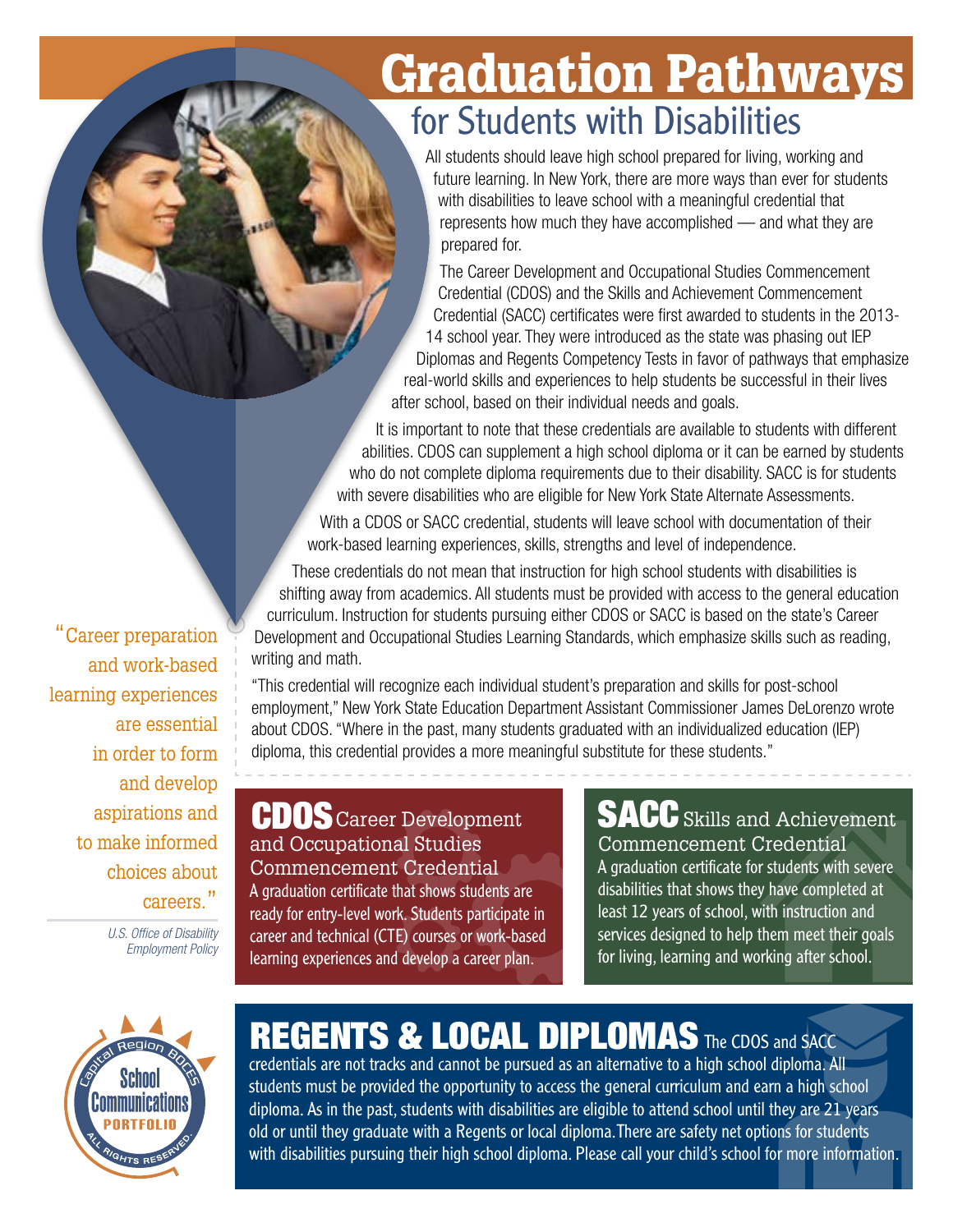# Graduation Pathways

## for Students with Disabilities

All students should leave high school prepared for living, working and future learning. In New York, there are more ways than ever for students with disabilities to leave school with a meaningful credential that represents how much they have accomplished — and what they are prepared for.

The Career Development and Occupational Studies Commencement Credential (CDOS) and the Skills and Achievement Commencement Credential (SACC) certificates were first awarded to students in the 2013-14 school year. They were introduced as the state was phasing out IEP Diplomas and Regents Competency Tests in favor of pathways that emphasize real-world skills and experiences to help students be successful in their lives after school, based on their individual needs and goals.

It is important to note that these credentials are available to students with different abilities. CDOS can supplement a high school diploma or it can be earned by students who do not complete diploma requirements due to their disability. SACC is for students with severe disabilities who are eligible for New York State Alternate Assessments.

With a CDOS or SACC credential, students will leave school with documentation of their work-based learning experiences, skills, strengths and level of independence.

These credentials do not mean that instruction for high school students with disabilities is shifting away from academics. All students must be provided with access to the general education curriculum. Instruction for students pursuing either CDOS or SACC is based on the state's Career Development and Occupational Studies Learning Standards, which emphasize skills such as reading, writing and math.

"This credential will recognize each individual student's preparation and skills for post-school employment," New York State Education Department Assistant Commissioner James DeLorenzo wrote about CDOS. "Where in the past, many students graduated with an individualized education (IEP) diploma, this credential provides a more meaningful substitute for these students."

"Career preparation and work-based learning experiences are essential in order to form and develop aspirations and to make informed choices about careers."

*U.S. Office of Disability Employment Policy*

### CDOS Career Development and Occupational Studies Commencement Credential

A graduation certificate that shows students are ready for entry-level work. Students participate in career and technical (CTE) courses or work-based learning experiences and develop a career plan.

### SACC Skills and Achievement Commencement Credential

A graduation certificate for students with severe disabilities that shows they have completed at least 12 years of school, with instruction and services designed to help them meet their goals for living, learning and working after school.

### REGENTS & LOCAL DIPLOMAS

The CDOS and SACC credentials are not tracks and cannot be pursued as an alternative to a high school diploma. All students must be provided the opportunity to access the general curriculum and earn a high school diploma. As in the past, students with disabilities are eligible to attend school until they are 21 years old or until they graduate with a Regents or local diploma. There are safety net options for students with disabilities pursuing their high school diploma. Please call your child's school for more information.

Capital Region BOCES School Communications Portfolio. All Rights Reserved.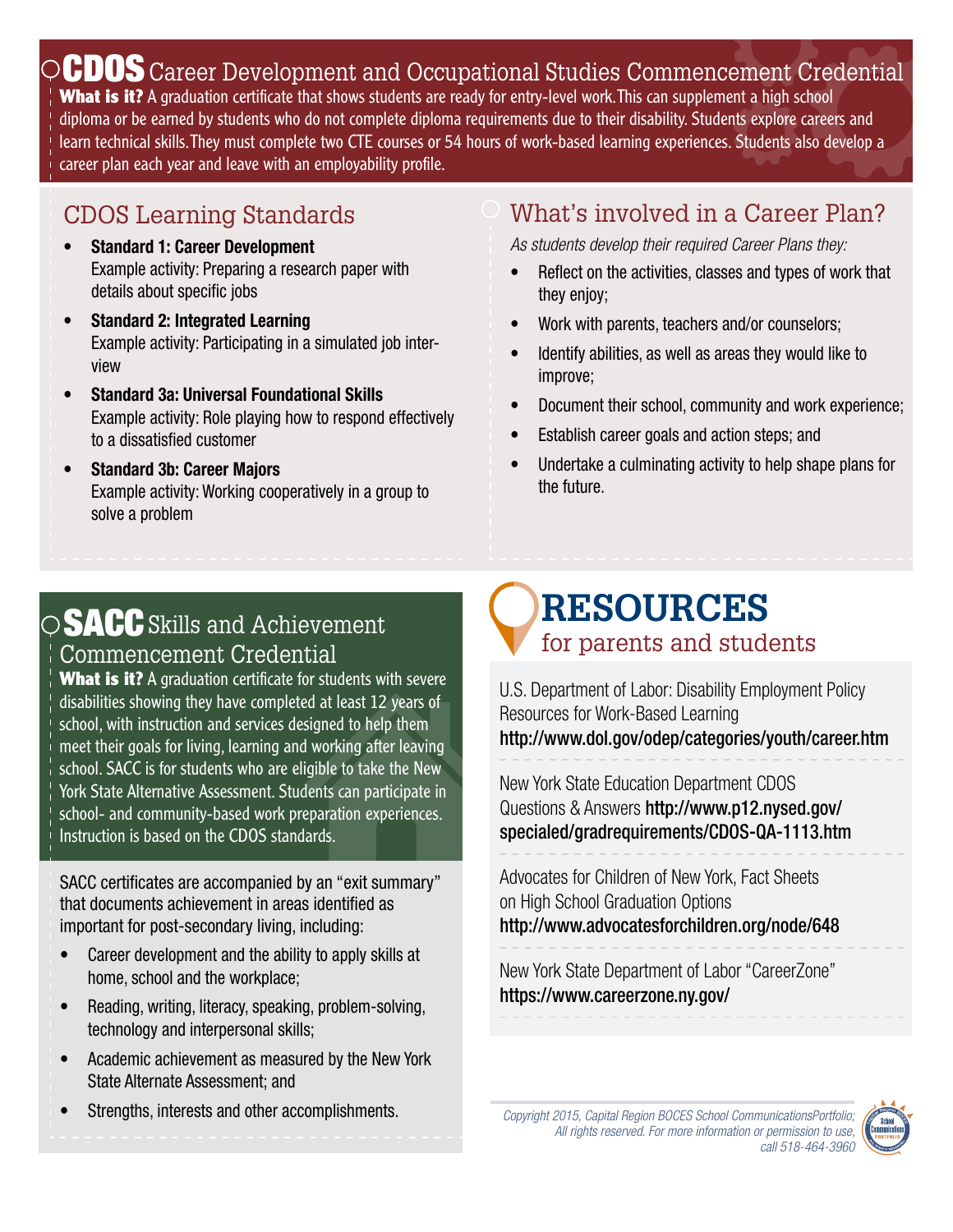# CDOS Career Development and Occupational Studies Commencement Credential

**What is it?** A graduation certificate that shows students are ready for entry-level work. This can supplement a high school diploma or be earned by students who do not complete diploma requirements due to their disability. Students explore careers and learn technical skills. They must complete two CTE courses or 54 hours of work-based learning experiences. Students also develop a career plan each year and leave with an employability profile.

## CDOS Learning Standards

- **Standard 1: Career Development**
  Example activity: Preparing a research paper with details about specific jobs
- **Standard 2: Integrated Learning**
  Example activity: Participating in a simulated job interview
- **Standard 3a: Universal Foundational Skills**
  Example activity: Role playing how to respond effectively to a dissatisfied customer
- **Standard 3b: Career Majors**
  Example activity: Working cooperatively in a group to solve a problem

## What's involved in a Career Plan?

*As students develop their required Career Plans they:*

- Reflect on the activities, classes and types of work that they enjoy;
- Work with parents, teachers and/or counselors;
- Identify abilities, as well as areas they would like to improve;
- Document their school, community and work experience;
- Establish career goals and action steps; and
- Undertake a culminating activity to help shape plans for the future.

# SACC Skills and Achievement Commencement Credential

**What is it?** A graduation certificate for students with severe disabilities showing they have completed at least 12 years of school, with instruction and services designed to help them meet their goals for living, learning and working after leaving school. SACC is for students who are eligible to take the New York State Alternative Assessment. Students can participate in school- and community-based work preparation experiences. Instruction is based on the CDOS standards.

SACC certificates are accompanied by an "exit summary" that documents achievement in areas identified as important for post-secondary living, including:

- Career development and the ability to apply skills at home, school and the workplace;
- Reading, writing, literacy, speaking, problem-solving, technology and interpersonal skills;
- Academic achievement as measured by the New York State Alternate Assessment; and
- Strengths, interests and other accomplishments.

# RESOURCES

## for parents and students

U.S. Department of Labor: Disability Employment Policy Resources for Work-Based Learning
**http://www.dol.gov/odep/categories/youth/career.htm**

New York State Education Department CDOS Questions & Answers **http://www.p12.nysed.gov/specialed/gradrequirements/CDOS-QA-1113.htm**

Advocates for Children of New York, Fact Sheets on High School Graduation Options
**http://www.advocatesforchildren.org/node/648**

New York State Department of Labor "CareerZone"
**https://www.careerzone.ny.gov/**

*Copyright 2015, Capital Region BOCES School CommunicationsPortfolio; All rights reserved. For more information or permission to use, call 518-464-3960*